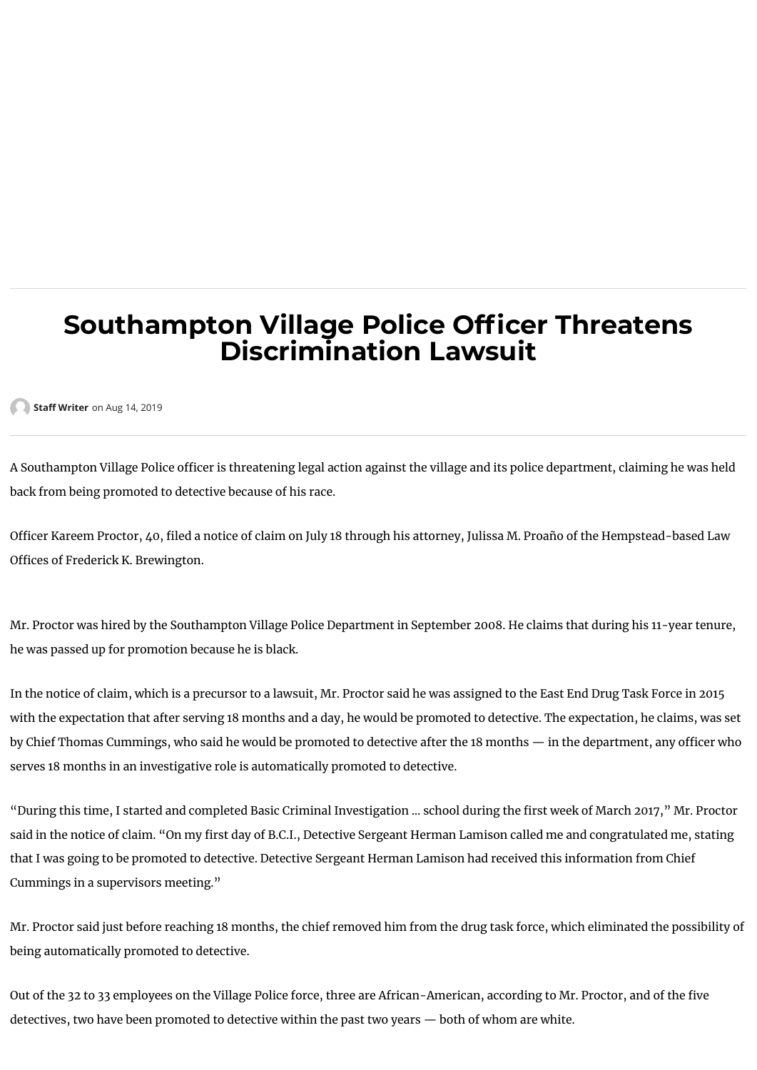# Southampton Village Police Officer Threatens Discrimination Lawsuit

**Staff Writer** on Aug 14, 2019

A Southampton Village Police officer is threatening legal action against the village and its police department, claiming he was held back from being promoted to detective because of his race.

Officer Kareem Proctor, 40, filed a notice of claim on July 18 through his attorney, Julissa M. Proaño of the Hempstead-based Law Offices of Frederick K. Brewington.

Mr. Proctor was hired by the Southampton Village Police Department in September 2008. He claims that during his 11-year tenure, he was passed up for promotion because he is black.

In the notice of claim, which is a precursor to a lawsuit, Mr. Proctor said he was assigned to the East End Drug Task Force in 2015 with the expectation that after serving 18 months and a day, he would be promoted to detective. The expectation, he claims, was set by Chief Thomas Cummings, who said he would be promoted to detective after the 18 months — in the department, any officer who serves 18 months in an investigative role is automatically promoted to detective.

"During this time, I started and completed Basic Criminal Investigation … school during the first week of March 2017," Mr. Proctor said in the notice of claim. "On my first day of B.C.I., Detective Sergeant Herman Lamison called me and congratulated me, stating that I was going to be promoted to detective. Detective Sergeant Herman Lamison had received this information from Chief Cummings in a supervisors meeting."

Mr. Proctor said just before reaching 18 months, the chief removed him from the drug task force, which eliminated the possibility of being automatically promoted to detective.

Out of the 32 to 33 employees on the Village Police force, three are African-American, according to Mr. Proctor, and of the five detectives, two have been promoted to detective within the past two years — both of whom are white.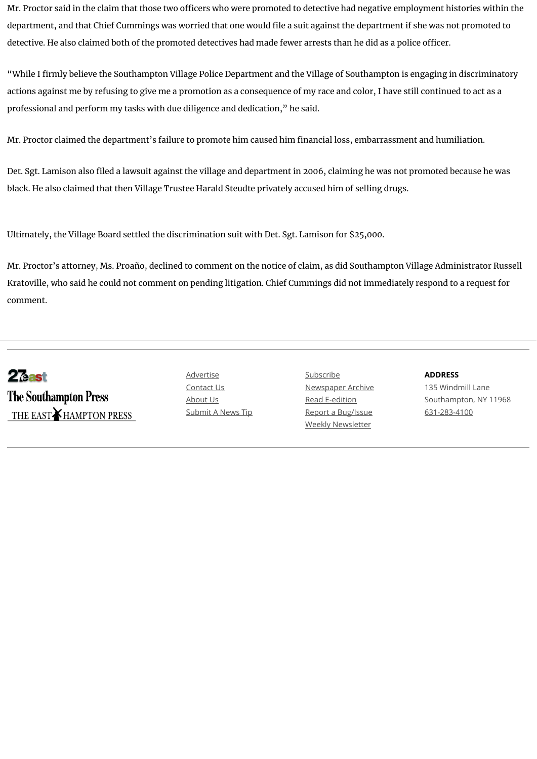Mr. Proctor said in the claim that those two officers who were promoted to detective had negative employment histories within the department, and that Chief Cummings was worried that one would file a suit against the department if she was not promoted to detective. He also claimed both of the promoted detectives had made fewer arrests than he did as a police officer.

"While I firmly believe the Southampton Village Police Department and the Village of Southampton is engaging in discriminatory actions against me by refusing to give me a promotion as a consequence of my race and color, I have still continued to act as a professional and perform my tasks with due diligence and dedication," he said.

Mr. Proctor claimed the department's failure to promote him caused him financial loss, embarrassment and humiliation.

Det. Sgt. Lamison also filed a lawsuit against the village and department in 2006, claiming he was not promoted because he was black. He also claimed that then Village Trustee Harald Steudte privately accused him of selling drugs.

Ultimately, the Village Board settled the discrimination suit with Det. Sgt. Lamison for $25,000.

Mr. Proctor's attorney, Ms. Proaño, declined to comment on the notice of claim, as did Southampton Village Administrator Russell Kratoville, who said he could not comment on pending litigation. Chief Cummings did not immediately respond to a request for comment.